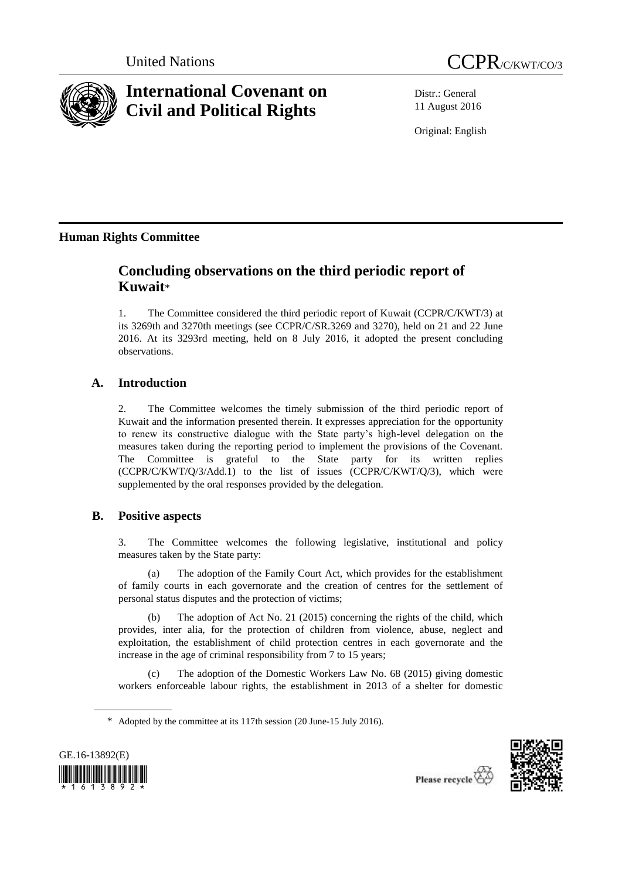United Nations

CCPR/C/KWT/CO/3

# International Covenant on Civil and Political Rights

Distr.: General
11 August 2016

Original: English

**Human Rights Committee**

## Concluding observations on the third periodic report of Kuwait*

1. The Committee considered the third periodic report of Kuwait (CCPR/C/KWT/3) at its 3269th and 3270th meetings (see CCPR/C/SR.3269 and 3270), held on 21 and 22 June 2016. At its 3293rd meeting, held on 8 July 2016, it adopted the present concluding observations.

### A. Introduction

2. The Committee welcomes the timely submission of the third periodic report of Kuwait and the information presented therein. It expresses appreciation for the opportunity to renew its constructive dialogue with the State party's high-level delegation on the measures taken during the reporting period to implement the provisions of the Covenant. The Committee is grateful to the State party for its written replies (CCPR/C/KWT/Q/3/Add.1) to the list of issues (CCPR/C/KWT/Q/3), which were supplemented by the oral responses provided by the delegation.

### B. Positive aspects

3. The Committee welcomes the following legislative, institutional and policy measures taken by the State party:

(a) The adoption of the Family Court Act, which provides for the establishment of family courts in each governorate and the creation of centres for the settlement of personal status disputes and the protection of victims;

(b) The adoption of Act No. 21 (2015) concerning the rights of the child, which provides, inter alia, for the protection of children from violence, abuse, neglect and exploitation, the establishment of child protection centres in each governorate and the increase in the age of criminal responsibility from 7 to 15 years;

(c) The adoption of the Domestic Workers Law No. 68 (2015) giving domestic workers enforceable labour rights, the establishment in 2013 of a shelter for domestic

\* Adopted by the committee at its 117th session (20 June-15 July 2016).

GE.16-13892(E)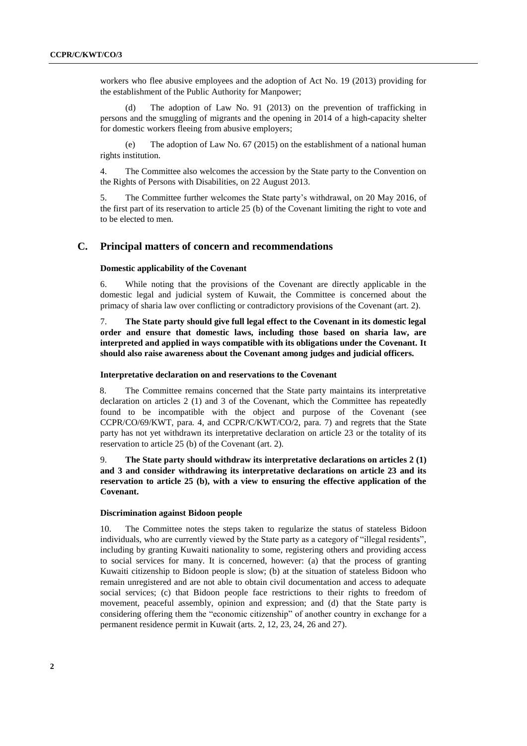workers who flee abusive employees and the adoption of Act No. 19 (2013) providing for the establishment of the Public Authority for Manpower;

(d) The adoption of Law No. 91 (2013) on the prevention of trafficking in persons and the smuggling of migrants and the opening in 2014 of a high-capacity shelter for domestic workers fleeing from abusive employers;

(e) The adoption of Law No. 67 (2015) on the establishment of a national human rights institution.

4. The Committee also welcomes the accession by the State party to the Convention on the Rights of Persons with Disabilities, on 22 August 2013.

5. The Committee further welcomes the State party's withdrawal, on 20 May 2016, of the first part of its reservation to article 25 (b) of the Covenant limiting the right to vote and to be elected to men.

## C. Principal matters of concern and recommendations

### Domestic applicability of the Covenant

6. While noting that the provisions of the Covenant are directly applicable in the domestic legal and judicial system of Kuwait, the Committee is concerned about the primacy of sharia law over conflicting or contradictory provisions of the Covenant (art. 2).

7. **The State party should give full legal effect to the Covenant in its domestic legal order and ensure that domestic laws, including those based on sharia law, are interpreted and applied in ways compatible with its obligations under the Covenant. It should also raise awareness about the Covenant among judges and judicial officers.**

### Interpretative declaration on and reservations to the Covenant

8. The Committee remains concerned that the State party maintains its interpretative declaration on articles 2 (1) and 3 of the Covenant, which the Committee has repeatedly found to be incompatible with the object and purpose of the Covenant (see CCPR/CO/69/KWT, para. 4, and CCPR/C/KWT/CO/2, para. 7) and regrets that the State party has not yet withdrawn its interpretative declaration on article 23 or the totality of its reservation to article 25 (b) of the Covenant (art. 2).

9. **The State party should withdraw its interpretative declarations on articles 2 (1) and 3 and consider withdrawing its interpretative declarations on article 23 and its reservation to article 25 (b), with a view to ensuring the effective application of the Covenant.**

### Discrimination against Bidoon people

10. The Committee notes the steps taken to regularize the status of stateless Bidoon individuals, who are currently viewed by the State party as a category of "illegal residents", including by granting Kuwaiti nationality to some, registering others and providing access to social services for many. It is concerned, however: (a) that the process of granting Kuwaiti citizenship to Bidoon people is slow; (b) at the situation of stateless Bidoon who remain unregistered and are not able to obtain civil documentation and access to adequate social services; (c) that Bidoon people face restrictions to their rights to freedom of movement, peaceful assembly, opinion and expression; and (d) that the State party is considering offering them the "economic citizenship" of another country in exchange for a permanent residence permit in Kuwait (arts. 2, 12, 23, 24, 26 and 27).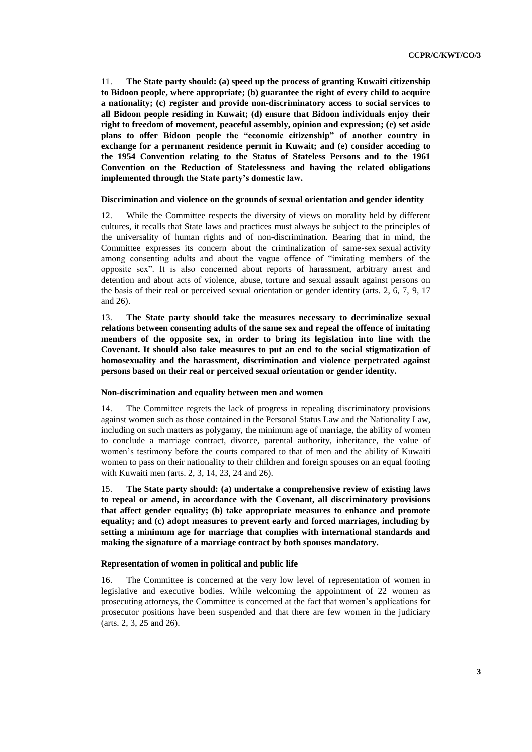11. **The State party should: (a) speed up the process of granting Kuwaiti citizenship to Bidoon people, where appropriate; (b) guarantee the right of every child to acquire a nationality; (c) register and provide non-discriminatory access to social services to all Bidoon people residing in Kuwait; (d) ensure that Bidoon individuals enjoy their right to freedom of movement, peaceful assembly, opinion and expression; (e) set aside plans to offer Bidoon people the "economic citizenship" of another country in exchange for a permanent residence permit in Kuwait; and (e) consider acceding to the 1954 Convention relating to the Status of Stateless Persons and to the 1961 Convention on the Reduction of Statelessness and having the related obligations implemented through the State party's domestic law.**

#### Discrimination and violence on the grounds of sexual orientation and gender identity

12. While the Committee respects the diversity of views on morality held by different cultures, it recalls that State laws and practices must always be subject to the principles of the universality of human rights and of non-discrimination. Bearing that in mind, the Committee expresses its concern about the criminalization of same-sex sexual activity among consenting adults and about the vague offence of "imitating members of the opposite sex". It is also concerned about reports of harassment, arbitrary arrest and detention and about acts of violence, abuse, torture and sexual assault against persons on the basis of their real or perceived sexual orientation or gender identity (arts. 2, 6, 7, 9, 17 and 26).

13. **The State party should take the measures necessary to decriminalize sexual relations between consenting adults of the same sex and repeal the offence of imitating members of the opposite sex, in order to bring its legislation into line with the Covenant. It should also take measures to put an end to the social stigmatization of homosexuality and the harassment, discrimination and violence perpetrated against persons based on their real or perceived sexual orientation or gender identity.**

#### Non-discrimination and equality between men and women

14. The Committee regrets the lack of progress in repealing discriminatory provisions against women such as those contained in the Personal Status Law and the Nationality Law, including on such matters as polygamy, the minimum age of marriage, the ability of women to conclude a marriage contract, divorce, parental authority, inheritance, the value of women's testimony before the courts compared to that of men and the ability of Kuwaiti women to pass on their nationality to their children and foreign spouses on an equal footing with Kuwaiti men (arts. 2, 3, 14, 23, 24 and 26).

15. **The State party should: (a) undertake a comprehensive review of existing laws to repeal or amend, in accordance with the Covenant, all discriminatory provisions that affect gender equality; (b) take appropriate measures to enhance and promote equality; and (c) adopt measures to prevent early and forced marriages, including by setting a minimum age for marriage that complies with international standards and making the signature of a marriage contract by both spouses mandatory.**

#### Representation of women in political and public life

16. The Committee is concerned at the very low level of representation of women in legislative and executive bodies. While welcoming the appointment of 22 women as prosecuting attorneys, the Committee is concerned at the fact that women's applications for prosecutor positions have been suspended and that there are few women in the judiciary (arts. 2, 3, 25 and 26).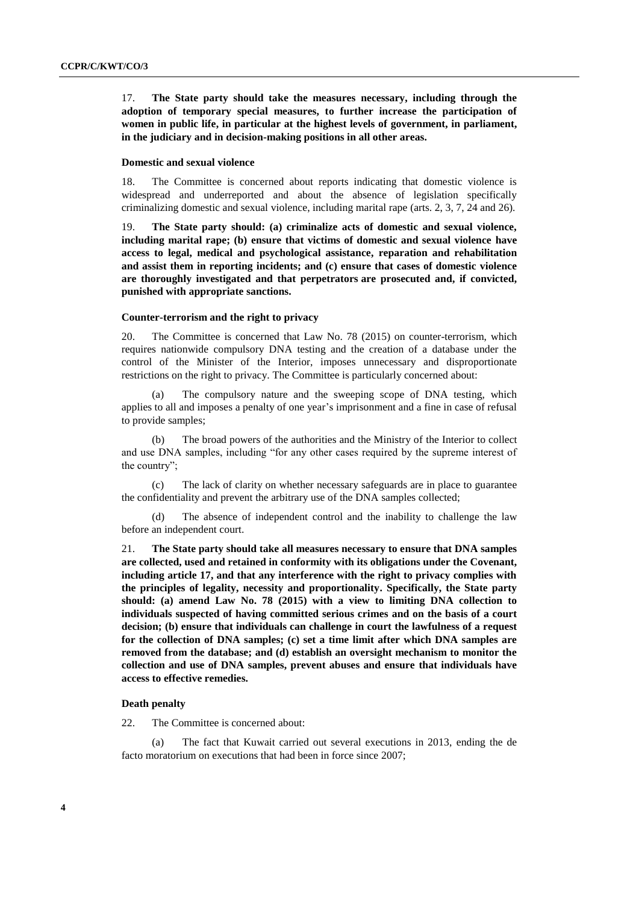17. **The State party should take the measures necessary, including through the adoption of temporary special measures, to further increase the participation of women in public life, in particular at the highest levels of government, in parliament, in the judiciary and in decision-making positions in all other areas.**

### Domestic and sexual violence

18. The Committee is concerned about reports indicating that domestic violence is widespread and underreported and about the absence of legislation specifically criminalizing domestic and sexual violence, including marital rape (arts. 2, 3, 7, 24 and 26).

19. **The State party should: (a) criminalize acts of domestic and sexual violence, including marital rape; (b) ensure that victims of domestic and sexual violence have access to legal, medical and psychological assistance, reparation and rehabilitation and assist them in reporting incidents; and (c) ensure that cases of domestic violence are thoroughly investigated and that perpetrators are prosecuted and, if convicted, punished with appropriate sanctions.**

### Counter-terrorism and the right to privacy

20. The Committee is concerned that Law No. 78 (2015) on counter-terrorism, which requires nationwide compulsory DNA testing and the creation of a database under the control of the Minister of the Interior, imposes unnecessary and disproportionate restrictions on the right to privacy. The Committee is particularly concerned about:

(a) The compulsory nature and the sweeping scope of DNA testing, which applies to all and imposes a penalty of one year's imprisonment and a fine in case of refusal to provide samples;

(b) The broad powers of the authorities and the Ministry of the Interior to collect and use DNA samples, including "for any other cases required by the supreme interest of the country";

(c) The lack of clarity on whether necessary safeguards are in place to guarantee the confidentiality and prevent the arbitrary use of the DNA samples collected;

(d) The absence of independent control and the inability to challenge the law before an independent court.

21. **The State party should take all measures necessary to ensure that DNA samples are collected, used and retained in conformity with its obligations under the Covenant, including article 17, and that any interference with the right to privacy complies with the principles of legality, necessity and proportionality. Specifically, the State party should: (a) amend Law No. 78 (2015) with a view to limiting DNA collection to individuals suspected of having committed serious crimes and on the basis of a court decision; (b) ensure that individuals can challenge in court the lawfulness of a request for the collection of DNA samples; (c) set a time limit after which DNA samples are removed from the database; and (d) establish an oversight mechanism to monitor the collection and use of DNA samples, prevent abuses and ensure that individuals have access to effective remedies.**

### Death penalty

22. The Committee is concerned about:

(a) The fact that Kuwait carried out several executions in 2013, ending the de facto moratorium on executions that had been in force since 2007;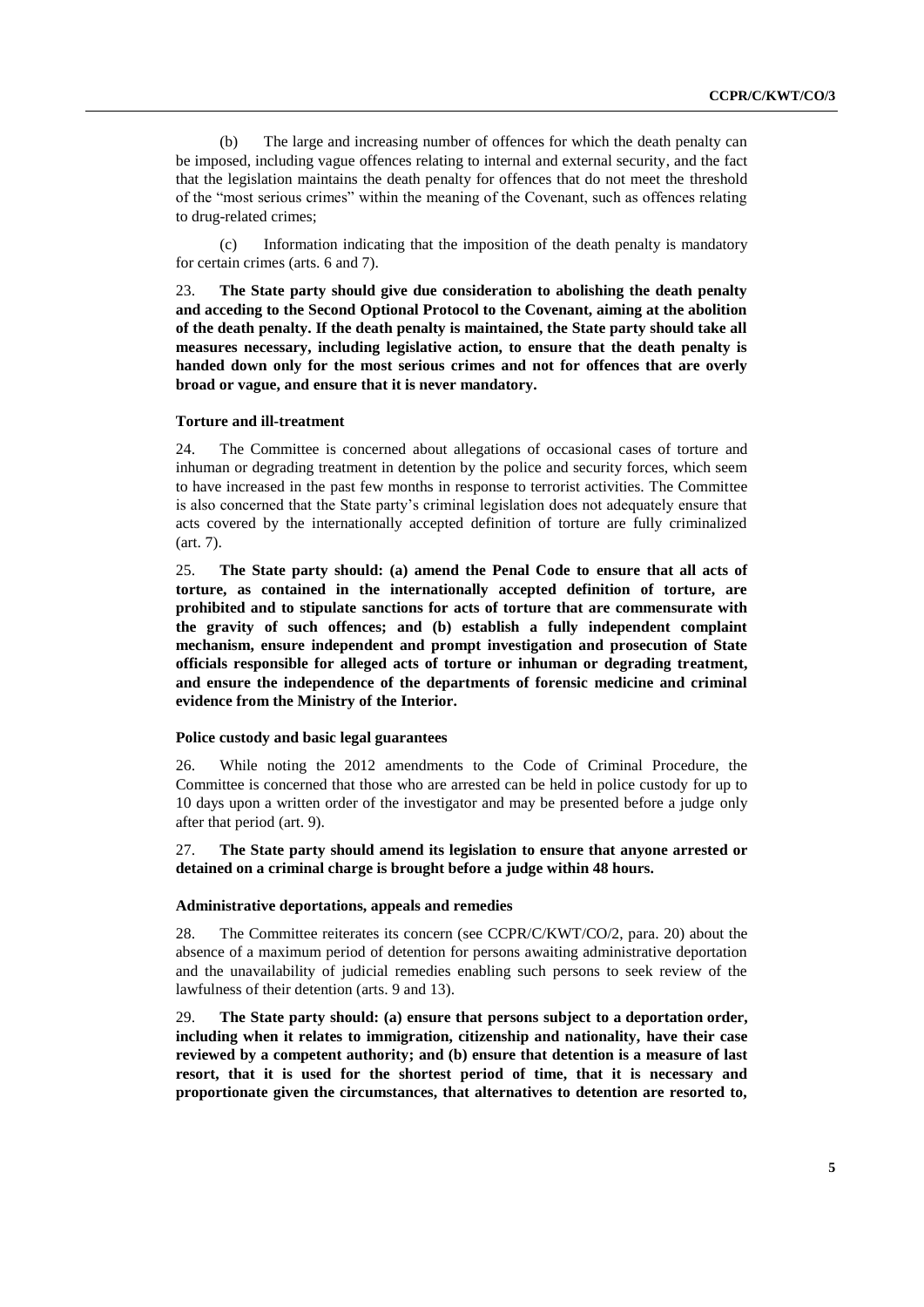(b) The large and increasing number of offences for which the death penalty can be imposed, including vague offences relating to internal and external security, and the fact that the legislation maintains the death penalty for offences that do not meet the threshold of the "most serious crimes" within the meaning of the Covenant, such as offences relating to drug-related crimes;

(c) Information indicating that the imposition of the death penalty is mandatory for certain crimes (arts. 6 and 7).

23. **The State party should give due consideration to abolishing the death penalty and acceding to the Second Optional Protocol to the Covenant, aiming at the abolition of the death penalty. If the death penalty is maintained, the State party should take all measures necessary, including legislative action, to ensure that the death penalty is handed down only for the most serious crimes and not for offences that are overly broad or vague, and ensure that it is never mandatory.**

### Torture and ill-treatment

24. The Committee is concerned about allegations of occasional cases of torture and inhuman or degrading treatment in detention by the police and security forces, which seem to have increased in the past few months in response to terrorist activities. The Committee is also concerned that the State party's criminal legislation does not adequately ensure that acts covered by the internationally accepted definition of torture are fully criminalized (art. 7).

25. **The State party should: (a) amend the Penal Code to ensure that all acts of torture, as contained in the internationally accepted definition of torture, are prohibited and to stipulate sanctions for acts of torture that are commensurate with the gravity of such offences; and (b) establish a fully independent complaint mechanism, ensure independent and prompt investigation and prosecution of State officials responsible for alleged acts of torture or inhuman or degrading treatment, and ensure the independence of the departments of forensic medicine and criminal evidence from the Ministry of the Interior.**

### Police custody and basic legal guarantees

26. While noting the 2012 amendments to the Code of Criminal Procedure, the Committee is concerned that those who are arrested can be held in police custody for up to 10 days upon a written order of the investigator and may be presented before a judge only after that period (art. 9).

27. **The State party should amend its legislation to ensure that anyone arrested or detained on a criminal charge is brought before a judge within 48 hours.**

### Administrative deportations, appeals and remedies

28. The Committee reiterates its concern (see CCPR/C/KWT/CO/2, para. 20) about the absence of a maximum period of detention for persons awaiting administrative deportation and the unavailability of judicial remedies enabling such persons to seek review of the lawfulness of their detention (arts. 9 and 13).

29. **The State party should: (a) ensure that persons subject to a deportation order, including when it relates to immigration, citizenship and nationality, have their case reviewed by a competent authority; and (b) ensure that detention is a measure of last resort, that it is used for the shortest period of time, that it is necessary and proportionate given the circumstances, that alternatives to detention are resorted to,**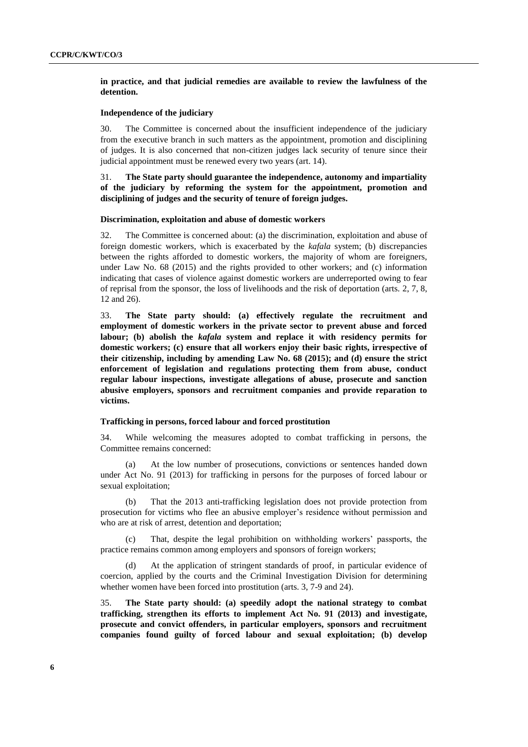**in practice, and that judicial remedies are available to review the lawfulness of the detention.**

### Independence of the judiciary

30. The Committee is concerned about the insufficient independence of the judiciary from the executive branch in such matters as the appointment, promotion and disciplining of judges. It is also concerned that non-citizen judges lack security of tenure since their judicial appointment must be renewed every two years (art. 14).

31. **The State party should guarantee the independence, autonomy and impartiality of the judiciary by reforming the system for the appointment, promotion and disciplining of judges and the security of tenure of foreign judges.**

### Discrimination, exploitation and abuse of domestic workers

32. The Committee is concerned about: (a) the discrimination, exploitation and abuse of foreign domestic workers, which is exacerbated by the *kafala* system; (b) discrepancies between the rights afforded to domestic workers, the majority of whom are foreigners, under Law No. 68 (2015) and the rights provided to other workers; and (c) information indicating that cases of violence against domestic workers are underreported owing to fear of reprisal from the sponsor, the loss of livelihoods and the risk of deportation (arts. 2, 7, 8, 12 and 26).

33. **The State party should: (a) effectively regulate the recruitment and employment of domestic workers in the private sector to prevent abuse and forced labour; (b) abolish the *kafala* system and replace it with residency permits for domestic workers; (c) ensure that all workers enjoy their basic rights, irrespective of their citizenship, including by amending Law No. 68 (2015); and (d) ensure the strict enforcement of legislation and regulations protecting them from abuse, conduct regular labour inspections, investigate allegations of abuse, prosecute and sanction abusive employers, sponsors and recruitment companies and provide reparation to victims.**

### Trafficking in persons, forced labour and forced prostitution

34. While welcoming the measures adopted to combat trafficking in persons, the Committee remains concerned:

(a) At the low number of prosecutions, convictions or sentences handed down under Act No. 91 (2013) for trafficking in persons for the purposes of forced labour or sexual exploitation;

(b) That the 2013 anti-trafficking legislation does not provide protection from prosecution for victims who flee an abusive employer's residence without permission and who are at risk of arrest, detention and deportation;

(c) That, despite the legal prohibition on withholding workers' passports, the practice remains common among employers and sponsors of foreign workers;

(d) At the application of stringent standards of proof, in particular evidence of coercion, applied by the courts and the Criminal Investigation Division for determining whether women have been forced into prostitution (arts. 3, 7-9 and 24).

35. **The State party should: (a) speedily adopt the national strategy to combat trafficking, strengthen its efforts to implement Act No. 91 (2013) and investigate, prosecute and convict offenders, in particular employers, sponsors and recruitment companies found guilty of forced labour and sexual exploitation; (b) develop**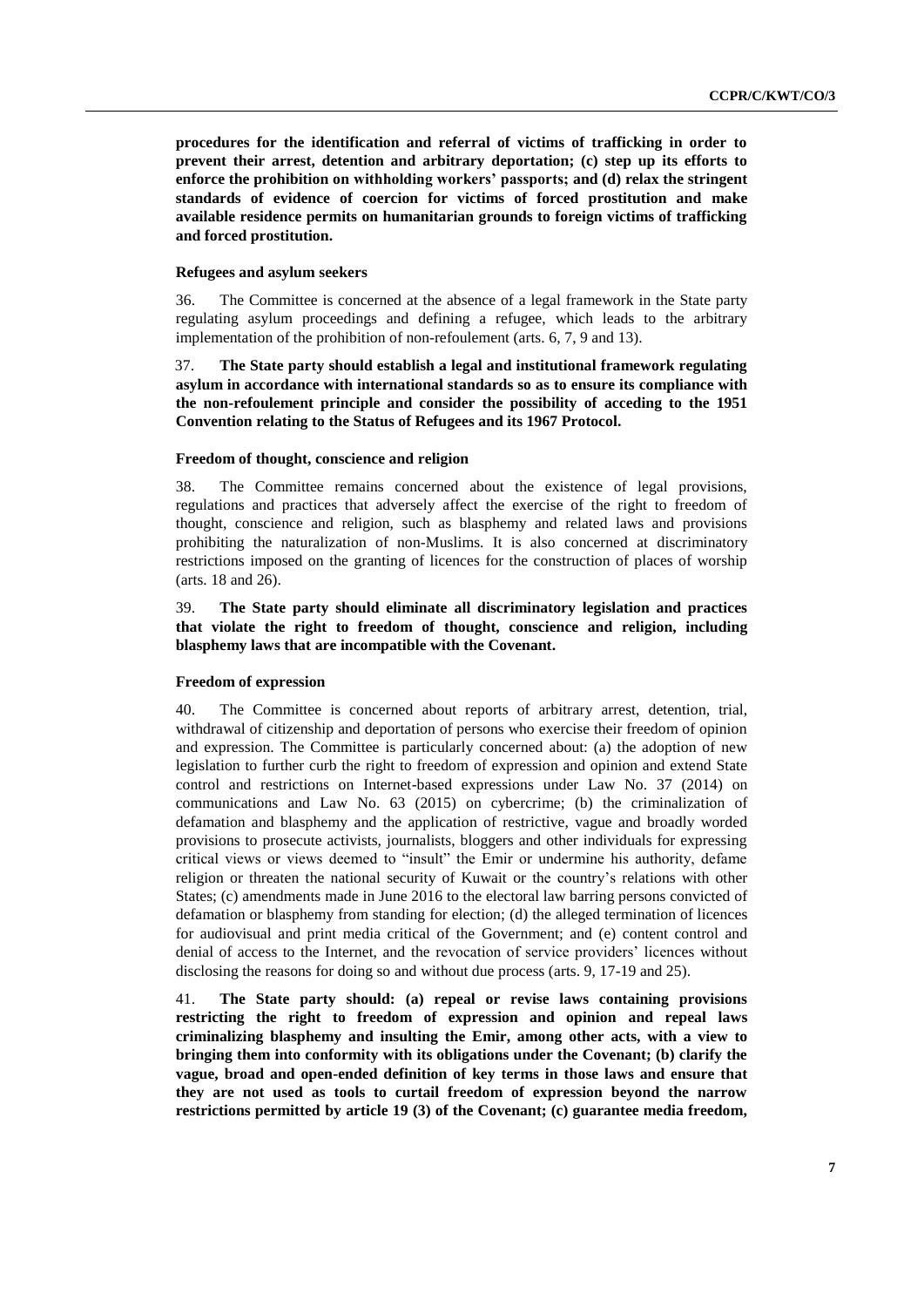**procedures for the identification and referral of victims of trafficking in order to prevent their arrest, detention and arbitrary deportation; (c) step up its efforts to enforce the prohibition on withholding workers' passports; and (d) relax the stringent standards of evidence of coercion for victims of forced prostitution and make available residence permits on humanitarian grounds to foreign victims of trafficking and forced prostitution.**

### Refugees and asylum seekers

36. The Committee is concerned at the absence of a legal framework in the State party regulating asylum proceedings and defining a refugee, which leads to the arbitrary implementation of the prohibition of non-refoulement (arts. 6, 7, 9 and 13).

37. **The State party should establish a legal and institutional framework regulating asylum in accordance with international standards so as to ensure its compliance with the non-refoulement principle and consider the possibility of acceding to the 1951 Convention relating to the Status of Refugees and its 1967 Protocol.**

### Freedom of thought, conscience and religion

38. The Committee remains concerned about the existence of legal provisions, regulations and practices that adversely affect the exercise of the right to freedom of thought, conscience and religion, such as blasphemy and related laws and provisions prohibiting the naturalization of non-Muslims. It is also concerned at discriminatory restrictions imposed on the granting of licences for the construction of places of worship (arts. 18 and 26).

39. **The State party should eliminate all discriminatory legislation and practices that violate the right to freedom of thought, conscience and religion, including blasphemy laws that are incompatible with the Covenant.**

### Freedom of expression

40. The Committee is concerned about reports of arbitrary arrest, detention, trial, withdrawal of citizenship and deportation of persons who exercise their freedom of opinion and expression. The Committee is particularly concerned about: (a) the adoption of new legislation to further curb the right to freedom of expression and opinion and extend State control and restrictions on Internet-based expressions under Law No. 37 (2014) on communications and Law No. 63 (2015) on cybercrime; (b) the criminalization of defamation and blasphemy and the application of restrictive, vague and broadly worded provisions to prosecute activists, journalists, bloggers and other individuals for expressing critical views or views deemed to "insult" the Emir or undermine his authority, defame religion or threaten the national security of Kuwait or the country's relations with other States; (c) amendments made in June 2016 to the electoral law barring persons convicted of defamation or blasphemy from standing for election; (d) the alleged termination of licences for audiovisual and print media critical of the Government; and (e) content control and denial of access to the Internet, and the revocation of service providers' licences without disclosing the reasons for doing so and without due process (arts. 9, 17-19 and 25).

41. **The State party should: (a) repeal or revise laws containing provisions restricting the right to freedom of expression and opinion and repeal laws criminalizing blasphemy and insulting the Emir, among other acts, with a view to bringing them into conformity with its obligations under the Covenant; (b) clarify the vague, broad and open-ended definition of key terms in those laws and ensure that they are not used as tools to curtail freedom of expression beyond the narrow restrictions permitted by article 19 (3) of the Covenant; (c) guarantee media freedom,**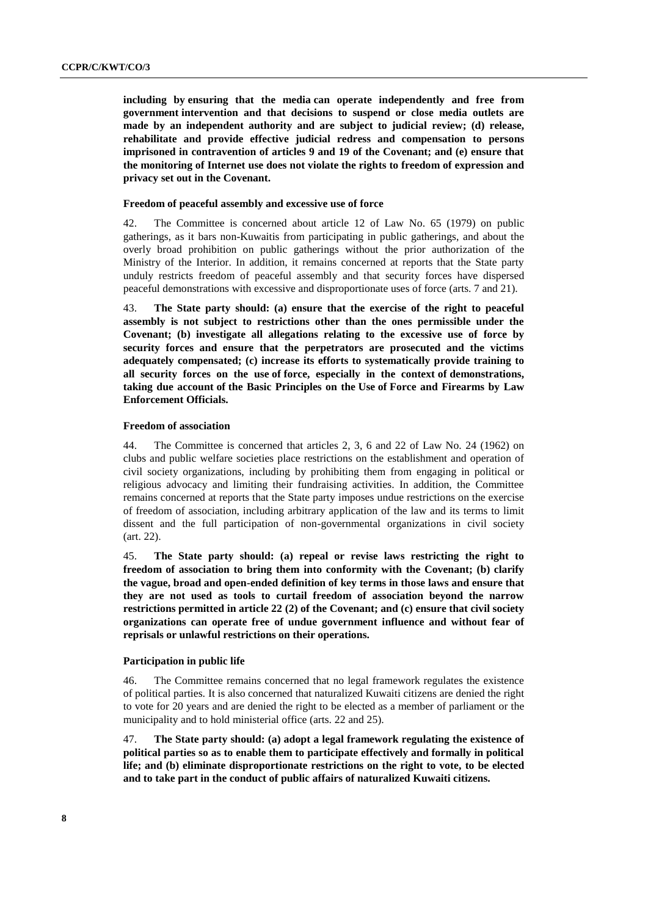**including by ensuring that the media can operate independently and free from government intervention and that decisions to suspend or close media outlets are made by an independent authority and are subject to judicial review; (d) release, rehabilitate and provide effective judicial redress and compensation to persons imprisoned in contravention of articles 9 and 19 of the Covenant; and (e) ensure that the monitoring of Internet use does not violate the rights to freedom of expression and privacy set out in the Covenant.**

#### Freedom of peaceful assembly and excessive use of force

42. The Committee is concerned about article 12 of Law No. 65 (1979) on public gatherings, as it bars non-Kuwaitis from participating in public gatherings, and about the overly broad prohibition on public gatherings without the prior authorization of the Ministry of the Interior. In addition, it remains concerned at reports that the State party unduly restricts freedom of peaceful assembly and that security forces have dispersed peaceful demonstrations with excessive and disproportionate uses of force (arts. 7 and 21).

43. **The State party should: (a) ensure that the exercise of the right to peaceful assembly is not subject to restrictions other than the ones permissible under the Covenant; (b) investigate all allegations relating to the excessive use of force by security forces and ensure that the perpetrators are prosecuted and the victims adequately compensated; (c) increase its efforts to systematically provide training to all security forces on the use of force, especially in the context of demonstrations, taking due account of the Basic Principles on the Use of Force and Firearms by Law Enforcement Officials.**

#### Freedom of association

44. The Committee is concerned that articles 2, 3, 6 and 22 of Law No. 24 (1962) on clubs and public welfare societies place restrictions on the establishment and operation of civil society organizations, including by prohibiting them from engaging in political or religious advocacy and limiting their fundraising activities. In addition, the Committee remains concerned at reports that the State party imposes undue restrictions on the exercise of freedom of association, including arbitrary application of the law and its terms to limit dissent and the full participation of non-governmental organizations in civil society (art. 22).

45. **The State party should: (a) repeal or revise laws restricting the right to freedom of association to bring them into conformity with the Covenant; (b) clarify the vague, broad and open-ended definition of key terms in those laws and ensure that they are not used as tools to curtail freedom of association beyond the narrow restrictions permitted in article 22 (2) of the Covenant; and (c) ensure that civil society organizations can operate free of undue government influence and without fear of reprisals or unlawful restrictions on their operations.**

#### Participation in public life

46. The Committee remains concerned that no legal framework regulates the existence of political parties. It is also concerned that naturalized Kuwaiti citizens are denied the right to vote for 20 years and are denied the right to be elected as a member of parliament or the municipality and to hold ministerial office (arts. 22 and 25).

47. **The State party should: (a) adopt a legal framework regulating the existence of political parties so as to enable them to participate effectively and formally in political life; and (b) eliminate disproportionate restrictions on the right to vote, to be elected and to take part in the conduct of public affairs of naturalized Kuwaiti citizens.**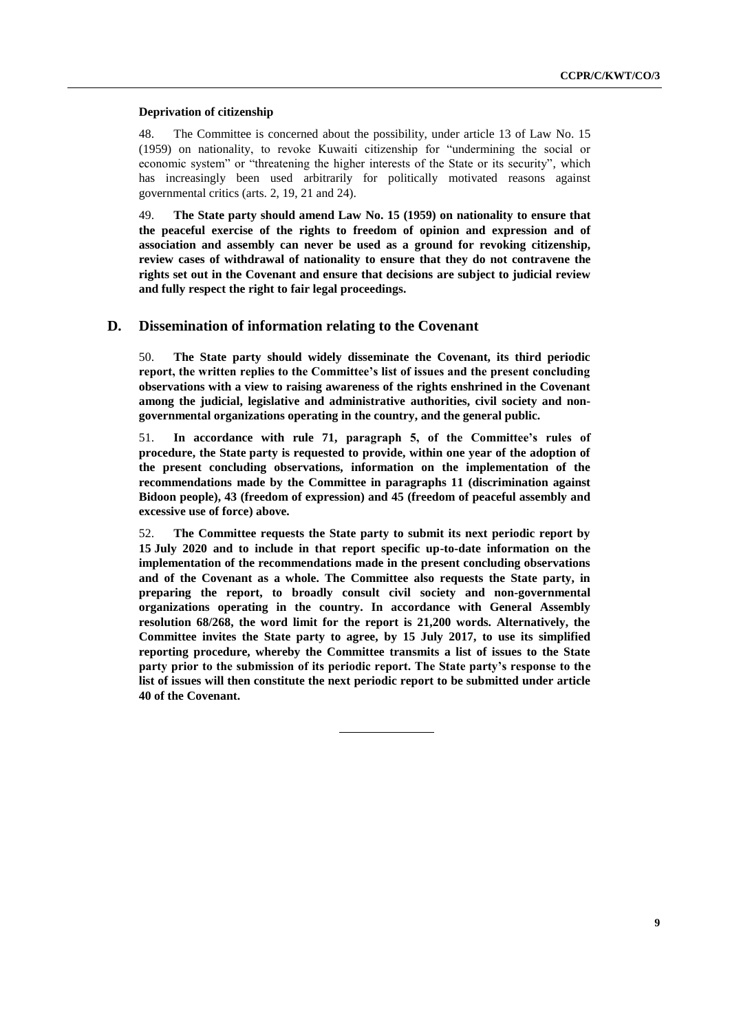#### Deprivation of citizenship

48. The Committee is concerned about the possibility, under article 13 of Law No. 15 (1959) on nationality, to revoke Kuwaiti citizenship for "undermining the social or economic system" or "threatening the higher interests of the State or its security", which has increasingly been used arbitrarily for politically motivated reasons against governmental critics (arts. 2, 19, 21 and 24).

49. **The State party should amend Law No. 15 (1959) on nationality to ensure that the peaceful exercise of the rights to freedom of opinion and expression and of association and assembly can never be used as a ground for revoking citizenship, review cases of withdrawal of nationality to ensure that they do not contravene the rights set out in the Covenant and ensure that decisions are subject to judicial review and fully respect the right to fair legal proceedings.**

## D. Dissemination of information relating to the Covenant

50. **The State party should widely disseminate the Covenant, its third periodic report, the written replies to the Committee's list of issues and the present concluding observations with a view to raising awareness of the rights enshrined in the Covenant among the judicial, legislative and administrative authorities, civil society and non-governmental organizations operating in the country, and the general public.**

51. **In accordance with rule 71, paragraph 5, of the Committee's rules of procedure, the State party is requested to provide, within one year of the adoption of the present concluding observations, information on the implementation of the recommendations made by the Committee in paragraphs 11 (discrimination against Bidoon people), 43 (freedom of expression) and 45 (freedom of peaceful assembly and excessive use of force) above.**

52. **The Committee requests the State party to submit its next periodic report by 15 July 2020 and to include in that report specific up-to-date information on the implementation of the recommendations made in the present concluding observations and of the Covenant as a whole. The Committee also requests the State party, in preparing the report, to broadly consult civil society and non-governmental organizations operating in the country. In accordance with General Assembly resolution 68/268, the word limit for the report is 21,200 words. Alternatively, the Committee invites the State party to agree, by 15 July 2017, to use its simplified reporting procedure, whereby the Committee transmits a list of issues to the State party prior to the submission of its periodic report. The State party's response to the list of issues will then constitute the next periodic report to be submitted under article 40 of the Covenant.**